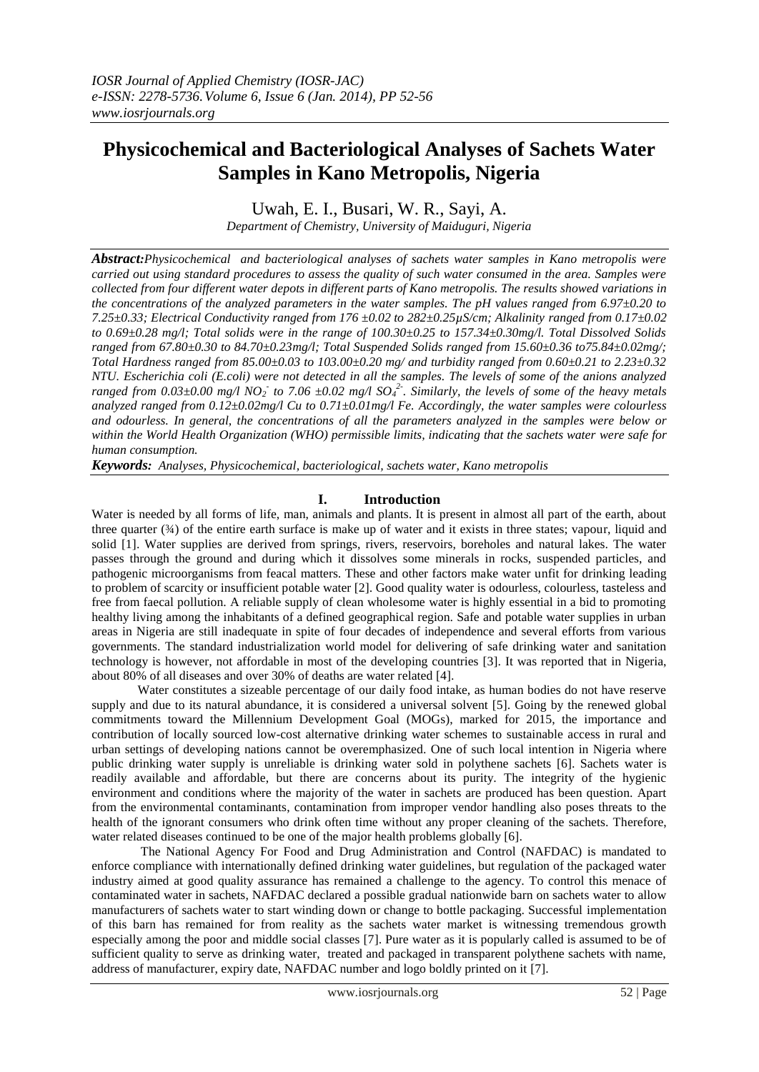# Physicochemical and Bacteriological Analyses of Sachets Water Samples in Kano Metropolis, Nigeria

Uwah, E. I., Busari, W. R., Sayi, A.

*Department of Chemistry, University of Maiduguri, Nigeria*

***Abstract:*** *Physicochemical and bacteriological analyses of sachets water samples in Kano metropolis were carried out using standard procedures to assess the quality of such water consumed in the area. Samples were collected from four different water depots in different parts of Kano metropolis. The results showed variations in the concentrations of the analyzed parameters in the water samples. The pH values ranged from 6.97±0.20 to 7.25±0.33; Electrical Conductivity ranged from 176 ±0.02 to 282±0.25µS/cm; Alkalinity ranged from 0.17±0.02 to 0.69±0.28 mg/l; Total solids were in the range of 100.30±0.25 to 157.34±0.30mg/l. Total Dissolved Solids ranged from 67.80±0.30 to 84.70±0.23mg/l; Total Suspended Solids ranged from 15.60±0.36 to75.84±0.02mg/; Total Hardness ranged from 85.00±0.00 to 103.00±0.20 mg/ and turbidity ranged from 0.60±0.21 to 2.23±0.32 NTU. Escherichia coli (E.coli) were not detected in all the samples. The levels of some of the anions analyzed ranged from 0.03±0.00 mg/l $NO_2^-$ to 7.06 ±0.02 mg/l $SO_4^{2-}$. Similarly, the levels of some of the heavy metals analyzed ranged from 0.12±0.02mg/l Cu to 0.71±0.01mg/l Fe. Accordingly, the water samples were colourless and odourless. In general, the concentrations of all the parameters analyzed in the samples were below or within the World Health Organization (WHO) permissible limits, indicating that the sachets water were safe for human consumption.*

***Keywords:*** *Analyses, Physicochemical, bacteriological, sachets water, Kano metropolis*

## I. Introduction

Water is needed by all forms of life, man, animals and plants. It is present in almost all part of the earth, about three quarter (¾) of the entire earth surface is make up of water and it exists in three states; vapour, liquid and solid [1]. Water supplies are derived from springs, rivers, reservoirs, boreholes and natural lakes. The water passes through the ground and during which it dissolves some minerals in rocks, suspended particles, and pathogenic microorganisms from feacal matters. These and other factors make water unfit for drinking leading to problem of scarcity or insufficient potable water [2]. Good quality water is odourless, colourless, tasteless and free from faecal pollution. A reliable supply of clean wholesome water is highly essential in a bid to promoting healthy living among the inhabitants of a defined geographical region. Safe and potable water supplies in urban areas in Nigeria are still inadequate in spite of four decades of independence and several efforts from various governments. The standard industrialization world model for delivering of safe drinking water and sanitation technology is however, not affordable in most of the developing countries [3]. It was reported that in Nigeria, about 80% of all diseases and over 30% of deaths are water related [4].

Water constitutes a sizeable percentage of our daily food intake, as human bodies do not have reserve supply and due to its natural abundance, it is considered a universal solvent [5]. Going by the renewed global commitments toward the Millennium Development Goal (MOGs), marked for 2015, the importance and contribution of locally sourced low-cost alternative drinking water schemes to sustainable access in rural and urban settings of developing nations cannot be overemphasized. One of such local intention in Nigeria where public drinking water supply is unreliable is drinking water sold in polythene sachets [6]. Sachets water is readily available and affordable, but there are concerns about its purity. The integrity of the hygienic environment and conditions where the majority of the water in sachets are produced has been question. Apart from the environmental contaminants, contamination from improper vendor handling also poses threats to the health of the ignorant consumers who drink often time without any proper cleaning of the sachets. Therefore, water related diseases continued to be one of the major health problems globally [6].

The National Agency For Food and Drug Administration and Control (NAFDAC) is mandated to enforce compliance with internationally defined drinking water guidelines, but regulation of the packaged water industry aimed at good quality assurance has remained a challenge to the agency. To control this menace of contaminated water in sachets, NAFDAC declared a possible gradual nationwide barn on sachets water to allow manufacturers of sachets water to start winding down or change to bottle packaging. Successful implementation of this barn has remained for from reality as the sachets water market is witnessing tremendous growth especially among the poor and middle social classes [7]. Pure water as it is popularly called is assumed to be of sufficient quality to serve as drinking water, treated and packaged in transparent polythene sachets with name, address of manufacturer, expiry date, NAFDAC number and logo boldly printed on it [7].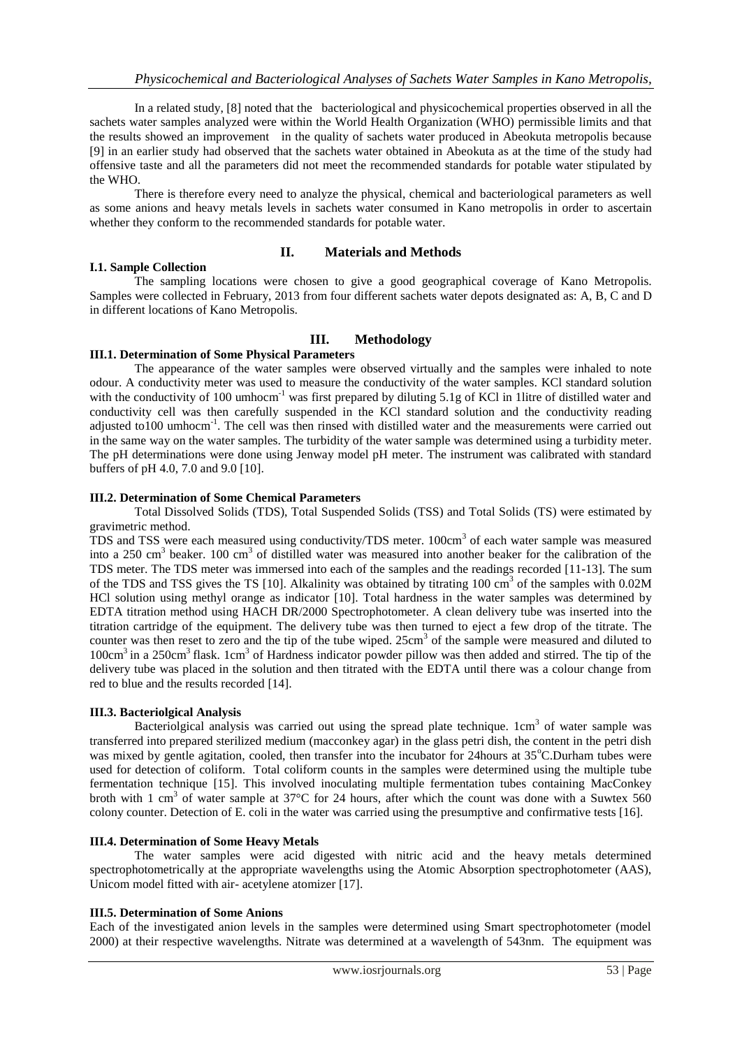In a related study, [8] noted that the bacteriological and physicochemical properties observed in all the sachets water samples analyzed were within the World Health Organization (WHO) permissible limits and that the results showed an improvement in the quality of sachets water produced in Abeokuta metropolis because [9] in an earlier study had observed that the sachets water obtained in Abeokuta as at the time of the study had offensive taste and all the parameters did not meet the recommended standards for potable water stipulated by the WHO.

There is therefore every need to analyze the physical, chemical and bacteriological parameters as well as some anions and heavy metals levels in sachets water consumed in Kano metropolis in order to ascertain whether they conform to the recommended standards for potable water.

## II. Materials and Methods

### I.1. Sample Collection

The sampling locations were chosen to give a good geographical coverage of Kano Metropolis. Samples were collected in February, 2013 from four different sachets water depots designated as: A, B, C and D in different locations of Kano Metropolis.

## III. Methodology

### III.1. Determination of Some Physical Parameters

The appearance of the water samples were observed virtually and the samples were inhaled to note odour. A conductivity meter was used to measure the conductivity of the water samples. KCl standard solution with the conductivity of 100 umhocm$^{-1}$ was first prepared by diluting 5.1g of KCl in 1litre of distilled water and conductivity cell was then carefully suspended in the KCl standard solution and the conductivity reading adjusted to100 umhocm$^{-1}$. The cell was then rinsed with distilled water and the measurements were carried out in the same way on the water samples. The turbidity of the water sample was determined using a turbidity meter. The pH determinations were done using Jenway model pH meter. The instrument was calibrated with standard buffers of pH 4.0, 7.0 and 9.0 [10].

### III.2. Determination of Some Chemical Parameters

Total Dissolved Solids (TDS), Total Suspended Solids (TSS) and Total Solids (TS) were estimated by gravimetric method.

TDS and TSS were each measured using conductivity/TDS meter. 100cm$^3$ of each water sample was measured into a 250 cm$^3$ beaker. 100 cm$^3$ of distilled water was measured into another beaker for the calibration of the TDS meter. The TDS meter was immersed into each of the samples and the readings recorded [11-13]. The sum of the TDS and TSS gives the TS [10]. Alkalinity was obtained by titrating 100 cm$^3$ of the samples with 0.02M HCl solution using methyl orange as indicator [10]. Total hardness in the water samples was determined by EDTA titration method using HACH DR/2000 Spectrophotometer. A clean delivery tube was inserted into the titration cartridge of the equipment. The delivery tube was then turned to eject a few drop of the titrate. The counter was then reset to zero and the tip of the tube wiped. 25cm$^3$ of the sample were measured and diluted to 100cm$^3$ in a 250cm$^3$ flask. 1cm$^3$ of Hardness indicator powder pillow was then added and stirred. The tip of the delivery tube was placed in the solution and then titrated with the EDTA until there was a colour change from red to blue and the results recorded [14].

### III.3. Bacteriolgical Analysis

Bacteriolgical analysis was carried out using the spread plate technique. 1cm$^3$ of water sample was transferred into prepared sterilized medium (macconkey agar) in the glass petri dish, the content in the petri dish was mixed by gentle agitation, cooled, then transfer into the incubator for 24hours at 35$^o$C.Durham tubes were used for detection of coliform. Total coliform counts in the samples were determined using the multiple tube fermentation technique [15]. This involved inoculating multiple fermentation tubes containing MacConkey broth with 1 cm$^3$ of water sample at 37°C for 24 hours, after which the count was done with a Suwtex 560 colony counter. Detection of E. coli in the water was carried using the presumptive and confirmative tests [16].

### III.4. Determination of Some Heavy Metals

The water samples were acid digested with nitric acid and the heavy metals determined spectrophotometrically at the appropriate wavelengths using the Atomic Absorption spectrophotometer (AAS), Unicom model fitted with air- acetylene atomizer [17].

### III.5. Determination of Some Anions

Each of the investigated anion levels in the samples were determined using Smart spectrophotometer (model 2000) at their respective wavelengths. Nitrate was determined at a wavelength of 543nm. The equipment was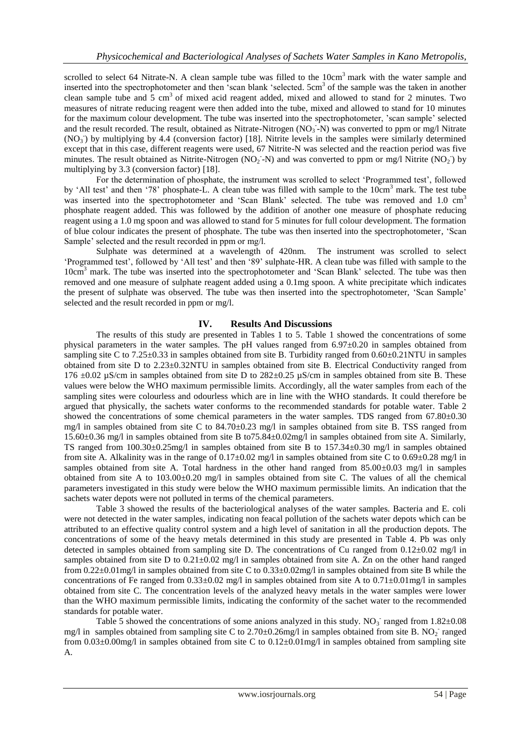scrolled to select 64 Nitrate-N. A clean sample tube was filled to the $10cm^3$ mark with the water sample and inserted into the spectrophotometer and then 'scan blank 'selected. $5cm^3$ of the sample was the taken in another clean sample tube and 5 $cm^3$ of mixed acid reagent added, mixed and allowed to stand for 2 minutes. Two measures of nitrate reducing reagent were then added into the tube, mixed and allowed to stand for 10 minutes for the maximum colour development. The tube was inserted into the spectrophotometer, 'scan sample' selected and the result recorded. The result, obtained as Nitrate-Nitrogen ($NO_3^-$-N) was converted to ppm or mg/l Nitrate ($NO_3^-$) by multiplying by 4.4 (conversion factor) [18]. Nitrite levels in the samples were similarly determined except that in this case, different reagents were used, 67 Nitrite-N was selected and the reaction period was five minutes. The result obtained as Nitrite-Nitrogen ($NO_2^-$-N) and was converted to ppm or mg/l Nitrite ($NO_2^-$) by multiplying by 3.3 (conversion factor) [18].

For the determination of phosphate, the instrument was scrolled to select 'Programmed test', followed by 'All test' and then '78' phosphate-L. A clean tube was filled with sample to the $10cm^3$ mark. The test tube was inserted into the spectrophotometer and 'Scan Blank' selected. The tube was removed and 1.0 $cm^3$ phosphate reagent added. This was followed by the addition of another one measure of phosphate reducing reagent using a 1.0 mg spoon and was allowed to stand for 5 minutes for full colour development. The formation of blue colour indicates the present of phosphate. The tube was then inserted into the spectrophotometer, 'Scan Sample' selected and the result recorded in ppm or mg/l.

Sulphate was determined at a wavelength of 420nm. The instrument was scrolled to select 'Programmed test', followed by 'All test' and then '89' sulphate-HR. A clean tube was filled with sample to the $10cm^3$ mark. The tube was inserted into the spectrophotometer and 'Scan Blank' selected. The tube was then removed and one measure of sulphate reagent added using a 0.1mg spoon. A white precipitate which indicates the present of sulphate was observed. The tube was then inserted into the spectrophotometer, 'Scan Sample' selected and the result recorded in ppm or mg/l.

## IV. Results And Discussions

The results of this study are presented in Tables 1 to 5. Table 1 showed the concentrations of some physical parameters in the water samples. The pH values ranged from 6.97±0.20 in samples obtained from sampling site C to 7.25±0.33 in samples obtained from site B. Turbidity ranged from 0.60±0.21NTU in samples obtained from site D to 2.23±0.32NTU in samples obtained from site B. Electrical Conductivity ranged from 176 ±0.02 µS/cm in samples obtained from site D to 282±0.25 µS/cm in samples obtained from site B. These values were below the WHO maximum permissible limits. Accordingly, all the water samples from each of the sampling sites were colourless and odourless which are in line with the WHO standards. It could therefore be argued that physically, the sachets water conforms to the recommended standards for potable water. Table 2 showed the concentrations of some chemical parameters in the water samples. TDS ranged from 67.80±0.30 mg/l in samples obtained from site C to 84.70±0.23 mg/l in samples obtained from site B. TSS ranged from 15.60±0.36 mg/l in samples obtained from site B to75.84±0.02mg/l in samples obtained from site A. Similarly, TS ranged from 100.30±0.25mg/l in samples obtained from site B to 157.34±0.30 mg/l in samples obtained from site A. Alkalinity was in the range of 0.17±0.02 mg/l in samples obtained from site C to 0.69±0.28 mg/l in samples obtained from site A. Total hardness in the other hand ranged from 85.00±0.03 mg/l in samples obtained from site A to 103.00±0.20 mg/l in samples obtained from site C. The values of all the chemical parameters investigated in this study were below the WHO maximum permissible limits. An indication that the sachets water depots were not polluted in terms of the chemical parameters.

Table 3 showed the results of the bacteriological analyses of the water samples. Bacteria and E. coli were not detected in the water samples, indicating non feacal pollution of the sachets water depots which can be attributed to an effective quality control system and a high level of sanitation in all the production depots. The concentrations of some of the heavy metals determined in this study are presented in Table 4. Pb was only detected in samples obtained from sampling site D. The concentrations of Cu ranged from 0.12±0.02 mg/l in samples obtained from site D to 0.21±0.02 mg/l in samples obtained from site A. Zn on the other hand ranged from 0.22±0.01mg/l in samples obtained from site C to 0.33±0.02mg/l in samples obtained from site B while the concentrations of Fe ranged from 0.33±0.02 mg/l in samples obtained from site A to 0.71±0.01mg/l in samples obtained from site C. The concentration levels of the analyzed heavy metals in the water samples were lower than the WHO maximum permissible limits, indicating the conformity of the sachet water to the recommended standards for potable water.

Table 5 showed the concentrations of some anions analyzed in this study. $NO_3^-$ ranged from 1.82±0.08 mg/l in samples obtained from sampling site C to 2.70±0.26mg/l in samples obtained from site B. $NO_2^-$ ranged from 0.03±0.00mg/l in samples obtained from site C to 0.12±0.01mg/l in samples obtained from sampling site A.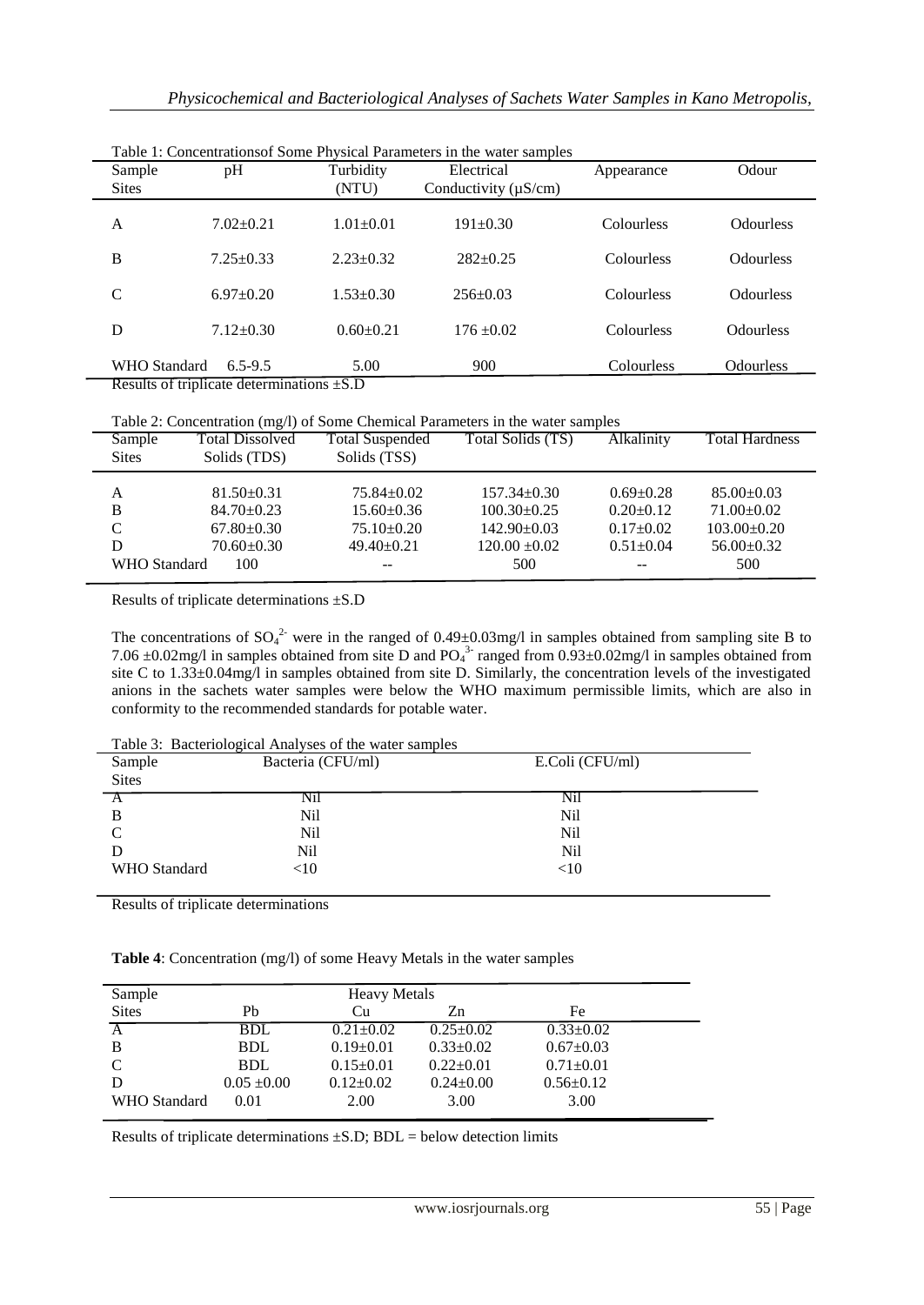Table 1: Concentrationsof Some Physical Parameters in the water samples

| Sample Sites | pH | Turbidity (NTU) | Electrical Conductivity (μS/cm) | Appearance | Odour |
|---|---|---|---|---|---|
| A | 7.02±0.21 | 1.01±0.01 | 191±0.30 | Colourless | Odourless |
| B | 7.25±0.33 | 2.23±0.32 | 282±0.25 | Colourless | Odourless |
| C | 6.97±0.20 | 1.53±0.30 | 256±0.03 | Colourless | Odourless |
| D | 7.12±0.30 | 0.60±0.21 | 176 ±0.02 | Colourless | Odourless |
| WHO Standard | 6.5-9.5 | 5.00 | 900 | Colourless | Odourless |

Results of triplicate determinations ±S.D

Table 2: Concentration (mg/l) of Some Chemical Parameters in the water samples

| Sample Sites | Total Dissolved Solids (TDS) | Total Suspended Solids (TSS) | Total Solids (TS) | Alkalinity | Total Hardness |
|---|---|---|---|---|---|
| A | 81.50±0.31 | 75.84±0.02 | 157.34±0.30 | 0.69±0.28 | 85.00±0.03 |
| B | 84.70±0.23 | 15.60±0.36 | 100.30±0.25 | 0.20±0.12 | 71.00±0.02 |
| C | 67.80±0.30 | 75.10±0.20 | 142.90±0.03 | 0.17±0.02 | 103.00±0.20 |
| D | 70.60±0.30 | 49.40±0.21 | 120.00 ±0.02 | 0.51±0.04 | 56.00±0.32 |
| WHO Standard | 100 | -- | 500 | -- | 500 |

Results of triplicate determinations ±S.D

The concentrations of $SO_4^{2-}$ were in the ranged of 0.49±0.03mg/l in samples obtained from sampling site B to 7.06 ±0.02mg/l in samples obtained from site D and $PO_4^{3-}$ ranged from 0.93±0.02mg/l in samples obtained from site C to 1.33±0.04mg/l in samples obtained from site D. Similarly, the concentration levels of the investigated anions in the sachets water samples were below the WHO maximum permissible limits, which are also in conformity to the recommended standards for potable water.

Table 3: Bacteriological Analyses of the water samples

| Sample Sites | Bacteria (CFU/ml) | E.Coli (CFU/ml) |
|---|---|---|
| A | Nil | Nil |
| B | Nil | Nil |
| C | Nil | Nil |
| D | Nil | Nil |
| WHO Standard | <10 | <10 |

Results of triplicate determinations

**Table 4**: Concentration (mg/l) of some Heavy Metals in the water samples

| Sample Sites | Heavy Metals | | | |
|---|---|---|---|---|
| | Pb | Cu | Zn | Fe |
| A | BDL | 0.21±0.02 | 0.25±0.02 | 0.33±0.02 |
| B | BDL | 0.19±0.01 | 0.33±0.02 | 0.67±0.03 |
| C | BDL | 0.15±0.01 | 0.22±0.01 | 0.71±0.01 |
| D | 0.05 ±0.00 | 0.12±0.02 | 0.24±0.00 | 0.56±0.12 |
| WHO Standard | 0.01 | 2.00 | 3.00 | 3.00 |

Results of triplicate determinations ±S.D; BDL = below detection limits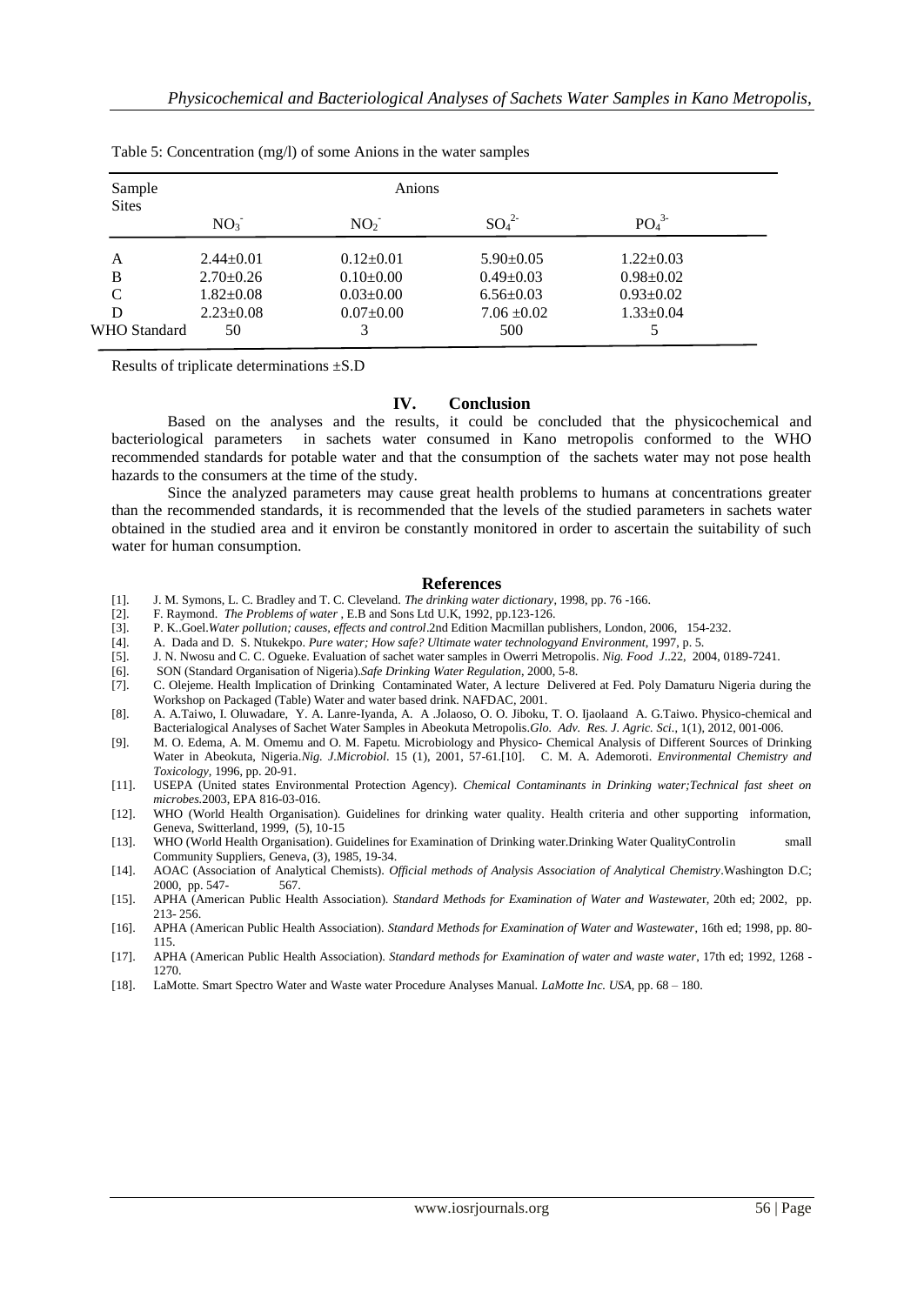Table 5: Concentration (mg/l) of some Anions in the water samples

| Sample Sites | Anions | | | |
|---|---|---|---|---|
| | $NO_3^-$ | $NO_2^-$ | $SO_4^{2-}$ | $PO_4^{3-}$ |
| A | 2.44±0.01 | 0.12±0.01 | 5.90±0.05 | 1.22±0.03 |
| B | 2.70±0.26 | 0.10±0.00 | 0.49±0.03 | 0.98±0.02 |
| C | 1.82±0.08 | 0.03±0.00 | 6.56±0.03 | 0.93±0.02 |
| D | 2.23±0.08 | 0.07±0.00 | 7.06 ±0.02 | 1.33±0.04 |
| WHO Standard | 50 | 3 | 500 | 5 |

Results of triplicate determinations ±S.D

## IV. Conclusion

Based on the analyses and the results, it could be concluded that the physicochemical and bacteriological parameters in sachets water consumed in Kano metropolis conformed to the WHO recommended standards for potable water and that the consumption of the sachets water may not pose health hazards to the consumers at the time of the study.

Since the analyzed parameters may cause great health problems to humans at concentrations greater than the recommended standards, it is recommended that the levels of the studied parameters in sachets water obtained in the studied area and it environ be constantly monitored in order to ascertain the suitability of such water for human consumption.

## References

[1]. J. M. Symons, L. C. Bradley and T. C. Cleveland. *The drinking water dictionary*, 1998, pp. 76 -166.

[2]. F. Raymond. *The Problems of water* , E.B and Sons Ltd U.K, 1992, pp.123-126.

[3]. P. K..Goel.*Water pollution; causes, effects and control*.2nd Edition Macmillan publishers, London, 2006, 154-232.

[4]. A. Dada and D. S. Ntukekpo. *Pure water; How safe? Ultimate water technologyand Environment*, 1997, p. 5.

[5]. J. N. Nwosu and C. C. Ogueke. Evaluation of sachet water samples in Owerri Metropolis. *Nig. Food J*..22, 2004, 0189-7241.

[6]. SON (Standard Organisation of Nigeria).*Safe Drinking Water Regulation*, 2000, 5-8.

[7]. C. Olejeme. Health Implication of Drinking Contaminated Water, A lecture Delivered at Fed. Poly Damaturu Nigeria during the Workshop on Packaged (Table) Water and water based drink. NAFDAC, 2001.

[8]. A. A.Taiwo, I. Oluwadare, Y. A. Lanre-Iyanda, A. A .Jolaoso, O. O. Jiboku, T. O. Ijaolaand A. G.Taiwo. Physico-chemical and Bacterialogical Analyses of Sachet Water Samples in Abeokuta Metropolis.*Glo. Adv. Res. J. Agric. Sci.*, 1(1), 2012, 001-006.

[9]. M. O. Edema, A. M. Omemu and O. M. Fapetu. Microbiology and Physico- Chemical Analysis of Different Sources of Drinking Water in Abeokuta, Nigeria.*Nig. J.Microbiol*. 15 (1), 2001, 57-61.[10]. C. M. A. Ademoroti. *Environmental Chemistry and Toxicology*, 1996, pp. 20-91.

[11]. USEPA (United states Environmental Protection Agency). *Chemical Contaminants in Drinking water;Technical fast sheet on microbes*.2003, EPA 816-03-016.

[12]. WHO (World Health Organisation). Guidelines for drinking water quality. Health criteria and other supporting information, Geneva, Switterland, 1999, (5), 10-15

[13]. WHO (World Health Organisation). Guidelines for Examination of Drinking water.Drinking Water QualityControlin small Community Suppliers, Geneva, (3), 1985, 19-34.

[14]. AOAC (Association of Analytical Chemists). *Official methods of Analysis Association of Analytical Chemistry*.Washington D.C; 2000, pp. 547- 567.

[15]. APHA (American Public Health Association). *Standard Methods for Examination of Water and Wastewate*r, 20th ed; 2002, pp. 213- 256.

[16]. APHA (American Public Health Association). *Standard Methods for Examination of Water and Wastewater*, 16th ed; 1998, pp. 80-115.

[17]. APHA (American Public Health Association). *Standard methods for Examination of water and waste water*, 17th ed; 1992, 1268 - 1270.

[18]. LaMotte. Smart Spectro Water and Waste water Procedure Analyses Manual. *LaMotte Inc. USA*, pp. 68 – 180.